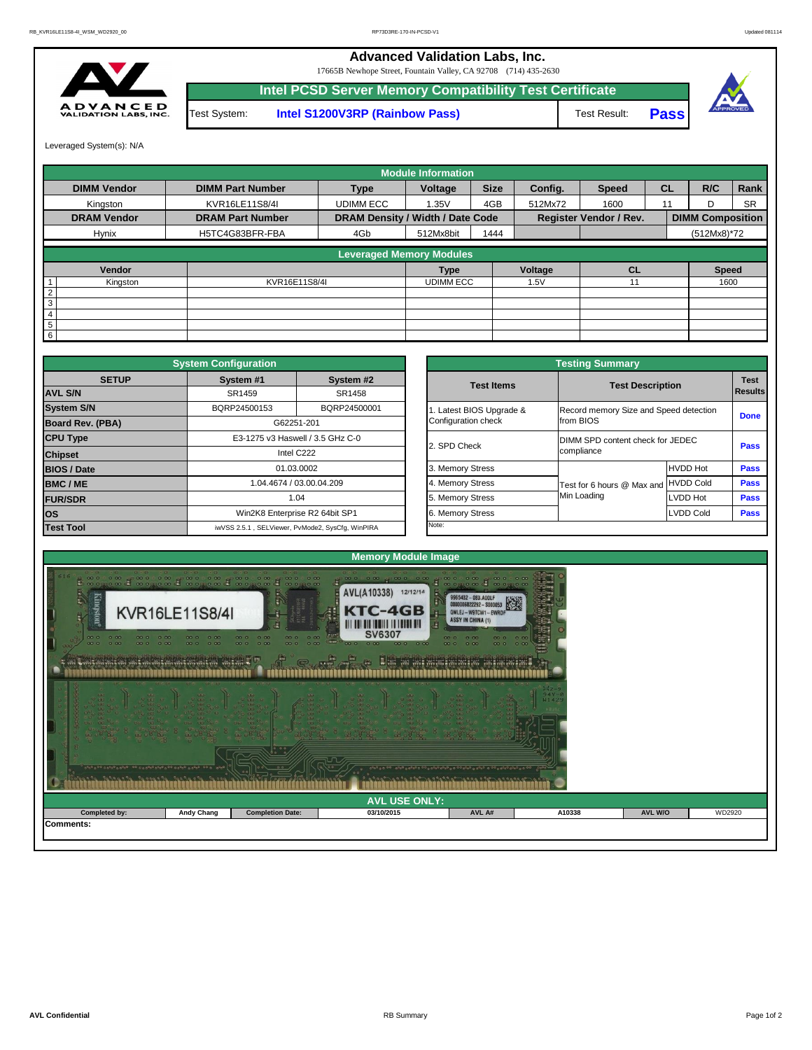# Advanced Validation Labs, Inc.

17665B Newhope Street, Fountain Valley, CA 92708 (714) 435-2630

## Intel PCSD Server Memory Compatibility Test Certificate

Test System: **Intel S1200V3RP (Rainbow Pass)** Test Result: **Pass**

Leveraged System(s): N/A

| Module Information | | | | | | | | | |
|---|---|---|---|---|---|---|---|---|---|
| **DIMM Vendor** | **DIMM Part Number** | **Type** | **Voltage** | **Size** | **Config.** | **Speed** | **CL** | **R/C** | **Rank** |
| Kingston | KVR16LE11S8/4I | UDIMM ECC | 1.35V | 4GB | 512Mx72 | 1600 | 11 | D | SR |
| **DRAM Vendor** | **DRAM Part Number** | **DRAM Density / Width / Date Code** | | | **Register Vendor / Rev.** | | | **DIMM Composition** | |
| Hynix | H5TC4G83BFR-FBA | 4Gb | 512Mx8bit | 1444 | | | | (512Mx8)*72 | |

| Leveraged Memory Modules | | | | | | |
|---|---|---|---|---|---|---|
| | **Vendor** | | **Type** | **Voltage** | **CL** | **Speed** |
| 1 | Kingston | KVR16E11S8/4I | UDIMM ECC | 1.5V | 11 | 1600 |
| 2 | | | | | | |
| 3 | | | | | | |
| 4 | | | | | | |
| 5 | | | | | | |
| 6 | | | | | | |

| System Configuration | | |
|---|---|---|
| **SETUP** | **System #1** | **System #2** |
| **AVL S/N** | SR1459 | SR1458 |
| **System S/N** | BQRP24500153 | BQRP24500001 |
| **Board Rev. (PBA)** | G62251-201 | |
| **CPU Type** | E3-1275 v3 Haswell / 3.5 GHz C-0 | |
| **Chipset** | Intel C222 | |
| **BIOS / Date** | 01.03.0002 | |
| **BMC / ME** | 1.04.4674 / 03.00.04.209 | |
| **FUR/SDR** | 1.04 | |
| **OS** | Win2K8 Enterprise R2 64bit SP1 | |
| **Test Tool** | iwVSS 2.5.1 , SELViewer, PvMode2, SysCfg, WinPIRA | |

| Testing Summary | | | |
|---|---|---|---|
| **Test Items** | **Test Description** | | **Test Results** |
| 1. Latest BIOS Upgrade & Configuration check | Record memory Size and Speed detection from BIOS | | **Done** |
| 2. SPD Check | DIMM SPD content check for JEDEC compliance | | **Pass** |
| 3. Memory Stress | Test for 6 hours @ Max and Min Loading | HVDD Hot | **Pass** |
| 4. Memory Stress | | HVDD Cold | **Pass** |
| 5. Memory Stress | | LVDD Hot | **Pass** |
| 6. Memory Stress | | LVDD Cold | **Pass** |
| Note: | | | |

## Memory Module Image

## AVL USE ONLY:

| **Completed by:** | **Andy Chang** | **Completion Date:** | **03/10/2015** | **AVL A#** | **A10338** | **AVL W/O** | **WD2920** |
|---|---|---|---|---|---|---|---|

**Comments:**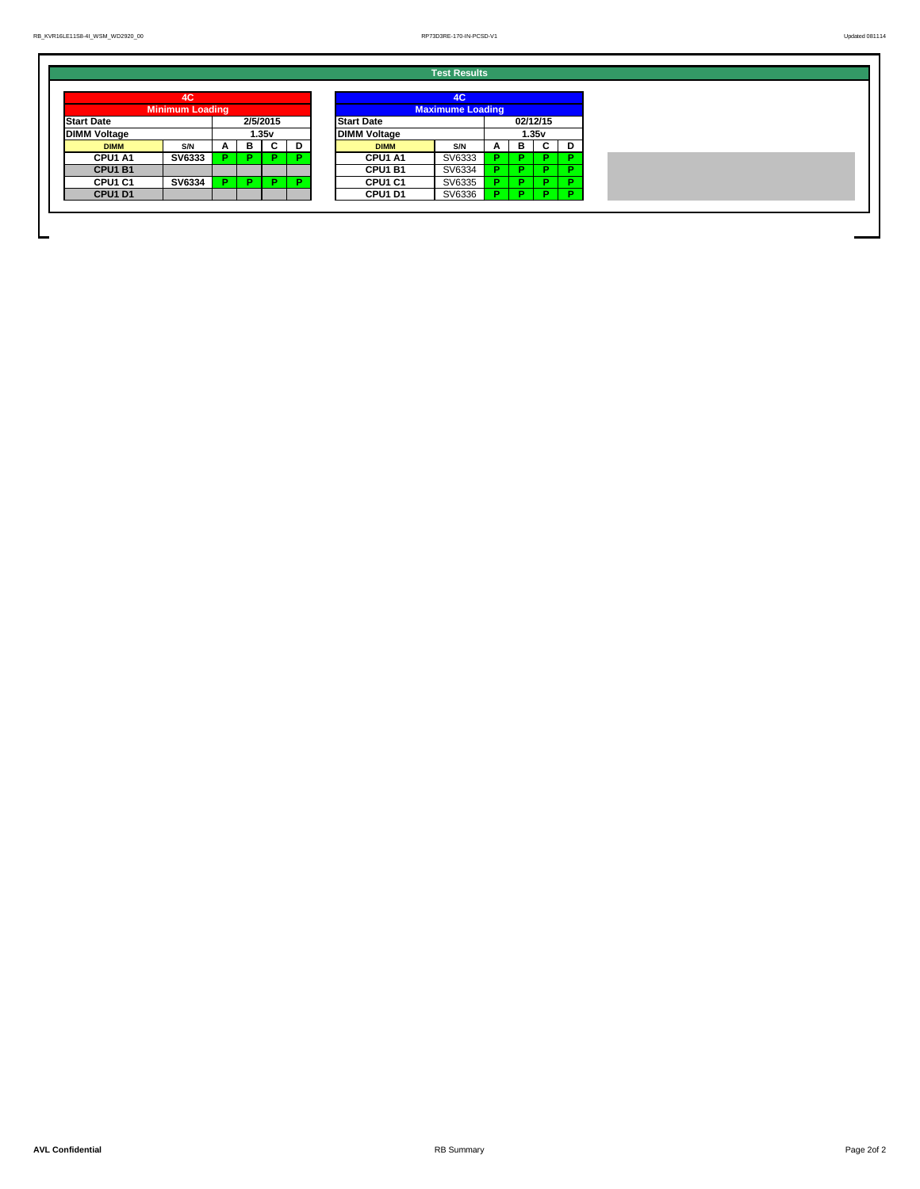## Test Results

| 4C Minimum Loading | | | | | |
|---|---|---|---|---|---|
| Start Date | | 2/5/2015 | | | |
| DIMM Voltage | | 1.35v | | | |
| DIMM | S/N | A | B | C | D |
| CPU1 A1 | SV6333 | P | P | P | P |
| CPU1 B1 | | | | | |
| CPU1 C1 | SV6334 | P | P | P | P |
| CPU1 D1 | | | | | |

| 4C Maximume Loading | | | | | |
|---|---|---|---|---|---|
| Start Date | | 02/12/15 | | | |
| DIMM Voltage | | 1.35v | | | |
| DIMM | S/N | A | B | C | D |
| CPU1 A1 | SV6333 | P | P | P | P |
| CPU1 B1 | SV6334 | P | P | P | P |
| CPU1 C1 | SV6335 | P | P | P | P |
| CPU1 D1 | SV6336 | P | P | P | P |